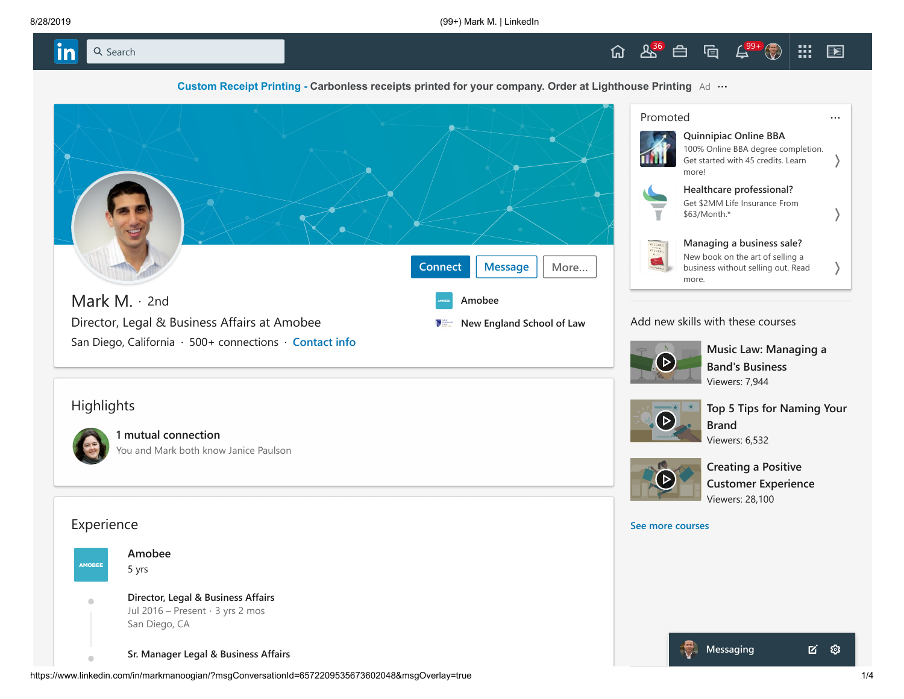Custom Receipt Printing - Carbonless receipts printed for your company. Order at Lighthouse Printing Ad

Connect | Message | More...

# Mark M. · 2nd

Director, Legal & Business Affairs at Amobee

San Diego, California · 500+ connections · Contact info

Amobee

New England School of Law

## Highlights

**1 mutual connection**

You and Mark both know Janice Paulson

## Experience

**Amobee**

5 yrs

**Director, Legal & Business Affairs**

Jul 2016 – Present · 3 yrs 2 mos

San Diego, CA

**Sr. Manager Legal & Business Affairs**

Promoted

**Quinnipiac Online BBA**

100% Online BBA degree completion. Get started with 45 credits. Learn more!

**Healthcare professional?**

Get $2MM Life Insurance From $63/Month.*

**Managing a business sale?**

New book on the art of selling a business without selling out. Read more.

Add new skills with these courses

**Music Law: Managing a Band's Business**

Viewers: 7,944

**Top 5 Tips for Naming Your Brand**

Viewers: 6,532

**Creating a Positive Customer Experience**

Viewers: 28,100

See more courses

Messaging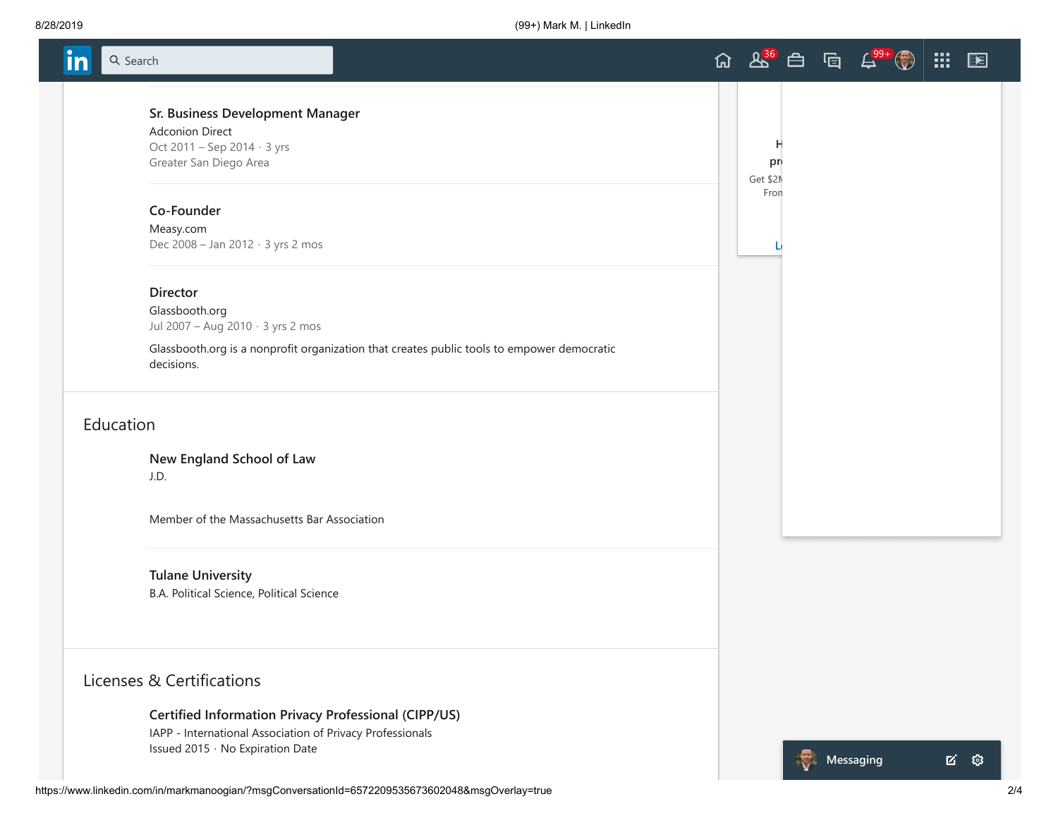### Sr. Business Development Manager

Adconion Direct
Oct 2011 – Sep 2014 · 3 yrs
Greater San Diego Area

### Co-Founder

Measy.com
Dec 2008 – Jan 2012 · 3 yrs 2 mos

### Director

Glassbooth.org
Jul 2007 – Aug 2010 · 3 yrs 2 mos

Glassbooth.org is a nonprofit organization that creates public tools to empower democratic decisions.

## Education

### New England School of Law

J.D.

Member of the Massachusetts Bar Association

### Tulane University

B.A. Political Science, Political Science

## Licenses & Certifications

### Certified Information Privacy Professional (CIPP/US)

IAPP - International Association of Privacy Professionals
Issued 2015 · No Expiration Date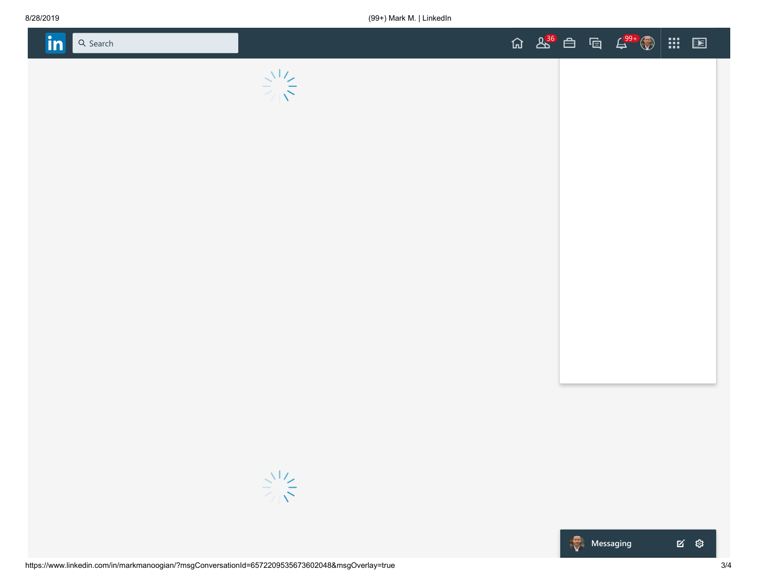Search

36

99+

Messaging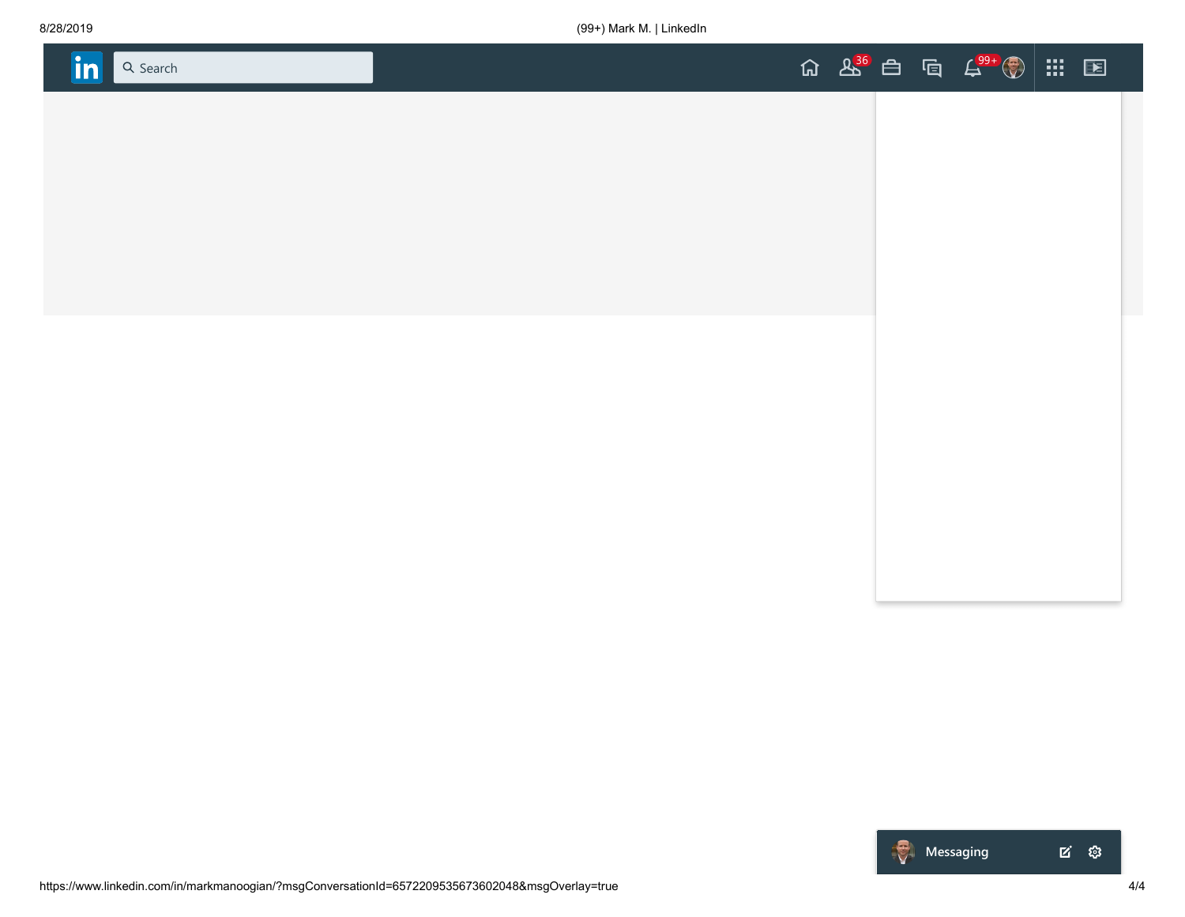Search

36

99+

Messaging